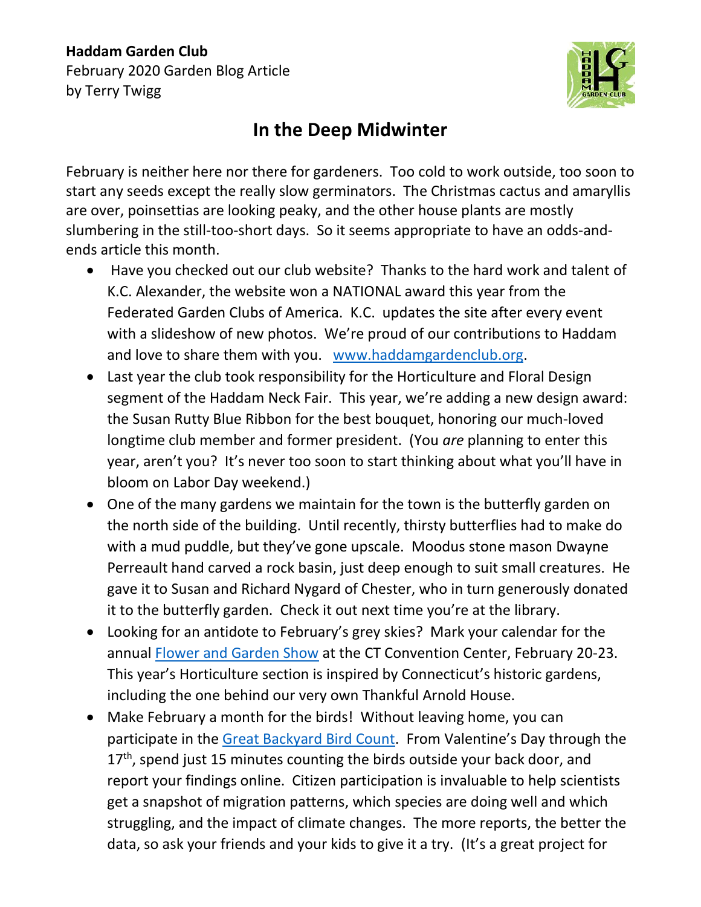**Haddam Garden Club**
February 2020 Garden Blog Article
by Terry Twigg

# In the Deep Midwinter

February is neither here nor there for gardeners. Too cold to work outside, too soon to start any seeds except the really slow germinators. The Christmas cactus and amaryllis are over, poinsettias are looking peaky, and the other house plants are mostly slumbering in the still-too-short days. So it seems appropriate to have an odds-and-ends article this month.

- Have you checked out our club website? Thanks to the hard work and talent of K.C. Alexander, the website won a NATIONAL award this year from the Federated Garden Clubs of America. K.C. updates the site after every event with a slideshow of new photos. We're proud of our contributions to Haddam and love to share them with you. [www.haddamgardenclub.org](http://www.haddamgardenclub.org).
- Last year the club took responsibility for the Horticulture and Floral Design segment of the Haddam Neck Fair. This year, we're adding a new design award: the Susan Rutty Blue Ribbon for the best bouquet, honoring our much-loved longtime club member and former president. (You *are* planning to enter this year, aren't you? It's never too soon to start thinking about what you'll have in bloom on Labor Day weekend.)
- One of the many gardens we maintain for the town is the butterfly garden on the north side of the building. Until recently, thirsty butterflies had to make do with a mud puddle, but they've gone upscale. Moodus stone mason Dwayne Perreault hand carved a rock basin, just deep enough to suit small creatures. He gave it to Susan and Richard Nygard of Chester, who in turn generously donated it to the butterfly garden. Check it out next time you're at the library.
- Looking for an antidote to February's grey skies? Mark your calendar for the annual Flower and Garden Show at the CT Convention Center, February 20-23. This year's Horticulture section is inspired by Connecticut's historic gardens, including the one behind our very own Thankful Arnold House.
- Make February a month for the birds! Without leaving home, you can participate in the Great Backyard Bird Count. From Valentine's Day through the 17th, spend just 15 minutes counting the birds outside your back door, and report your findings online. Citizen participation is invaluable to help scientists get a snapshot of migration patterns, which species are doing well and which struggling, and the impact of climate changes. The more reports, the better the data, so ask your friends and your kids to give it a try. (It's a great project for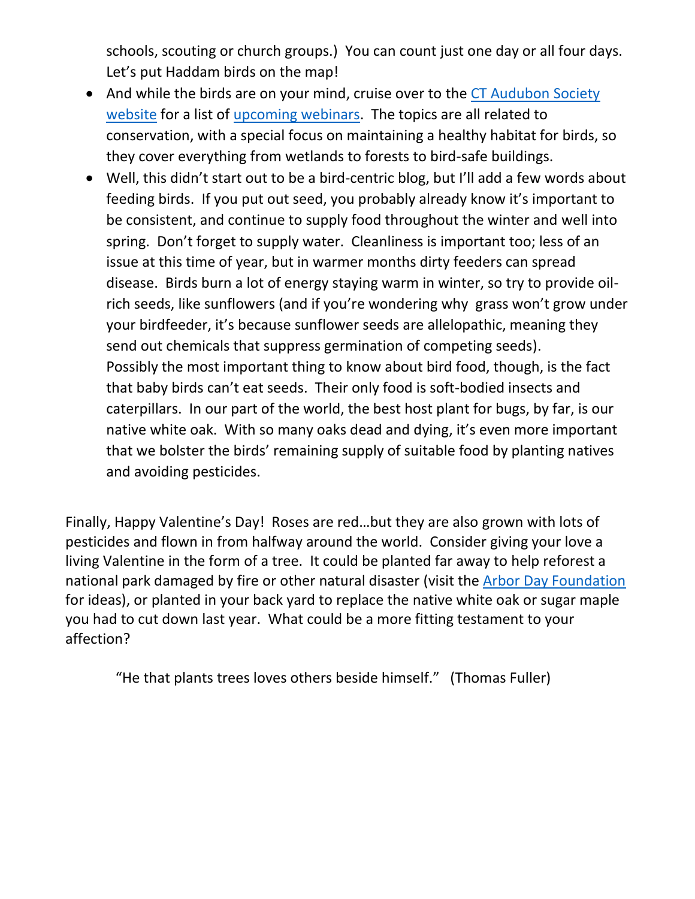schools, scouting or church groups.)  You can count just one day or all four days. Let's put Haddam birds on the map!

- And while the birds are on your mind, cruise over to the [CT Audubon Society website]() for a list of [upcoming webinars]().  The topics are all related to conservation, with a special focus on maintaining a healthy habitat for birds, so they cover everything from wetlands to forests to bird-safe buildings.
- Well, this didn't start out to be a bird-centric blog, but I'll add a few words about feeding birds.  If you put out seed, you probably already know it's important to be consistent, and continue to supply food throughout the winter and well into spring.  Don't forget to supply water.  Cleanliness is important too; less of an issue at this time of year, but in warmer months dirty feeders can spread disease.  Birds burn a lot of energy staying warm in winter, so try to provide oil-rich seeds, like sunflowers (and if you're wondering why grass won't grow under your birdfeeder, it's because sunflower seeds are allelopathic, meaning they send out chemicals that suppress germination of competing seeds).
  Possibly the most important thing to know about bird food, though, is the fact that baby birds can't eat seeds.  Their only food is soft-bodied insects and caterpillars.  In our part of the world, the best host plant for bugs, by far, is our native white oak.  With so many oaks dead and dying, it's even more important that we bolster the birds' remaining supply of suitable food by planting natives and avoiding pesticides.

Finally, Happy Valentine's Day!  Roses are red…but they are also grown with lots of pesticides and flown in from halfway around the world.  Consider giving your love a living Valentine in the form of a tree.  It could be planted far away to help reforest a national park damaged by fire or other natural disaster (visit the [Arbor Day Foundation]() for ideas), or planted in your back yard to replace the native white oak or sugar maple you had to cut down last year.  What could be a more fitting testament to your affection?

"He that plants trees loves others beside himself."   (Thomas Fuller)